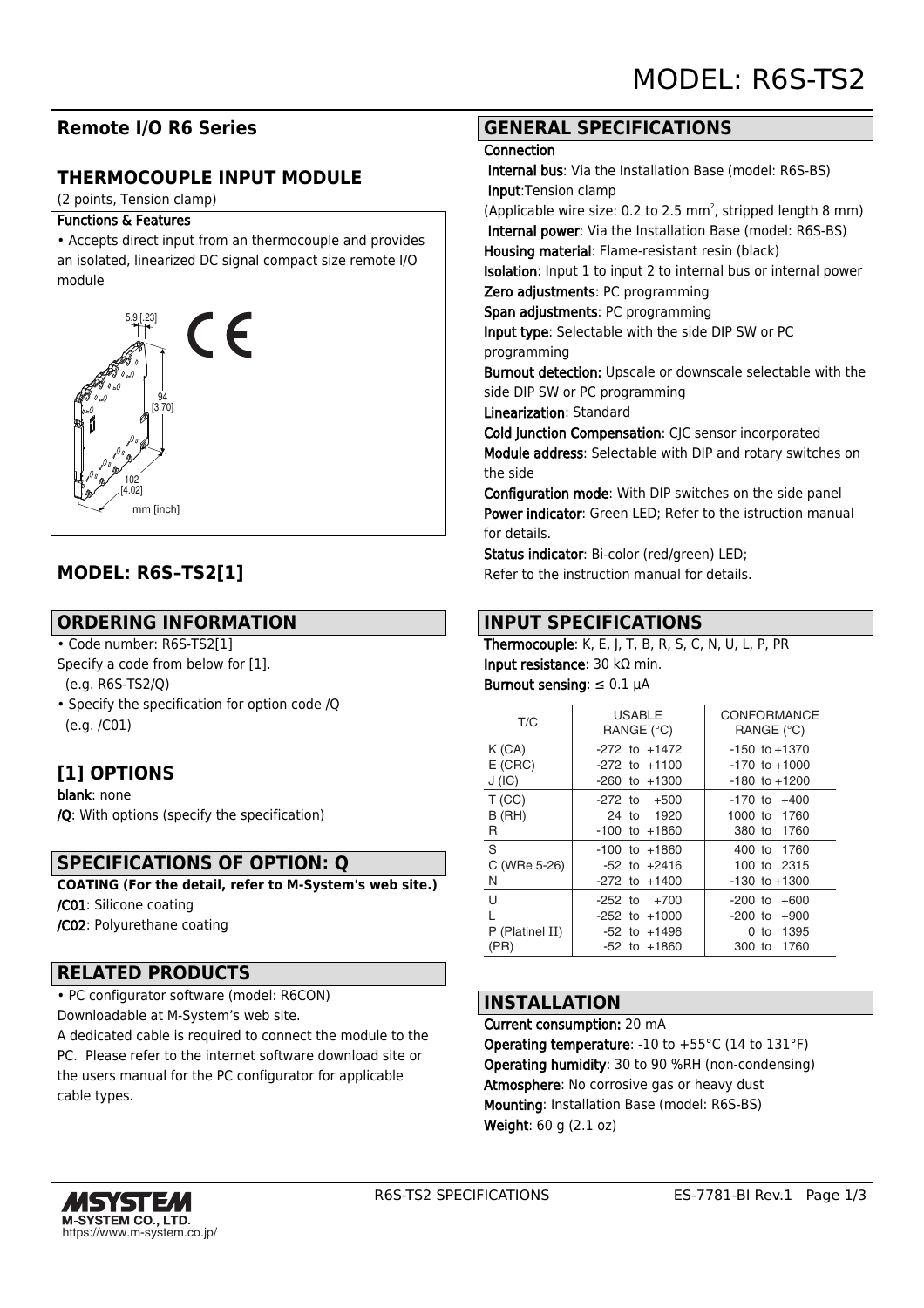# MODEL: R6S-TS2

## Remote I/O R6 Series

## THERMOCOUPLE INPUT MODULE

(2 points, Tension clamp)

**Functions & Features**

• Accepts direct input from an thermocouple and provides an isolated, linearized DC signal compact size remote I/O module

5.9 [.23]

94 [3.70]

102 [4.02]

mm [inch]

## MODEL: R6S–TS2[1]

## ORDERING INFORMATION

• Code number: R6S-TS2[1]
Specify a code from below for [1].
(e.g. R6S-TS2/Q)

• Specify the specification for option code /Q
(e.g. /C01)

## [1] OPTIONS

**blank**: none
**/Q**: With options (specify the specification)

## SPECIFICATIONS OF OPTION: Q

**COATING (For the detail, refer to M-System's web site.)**
**/C01**: Silicone coating
**/C02**: Polyurethane coating

## RELATED PRODUCTS

• PC configurator software (model: R6CON)
Downloadable at M-System's web site.
A dedicated cable is required to connect the module to the PC. Please refer to the internet software download site or the users manual for the PC configurator for applicable cable types.

## GENERAL SPECIFICATIONS

**Connection**
**Internal bus**: Via the Installation Base (model: R6S-BS)
**Input**:Tension clamp
(Applicable wire size: 0.2 to 2.5 $mm^2$, stripped length 8 mm)
**Internal power**: Via the Installation Base (model: R6S-BS)
**Housing material**: Flame-resistant resin (black)
**Isolation**: Input 1 to input 2 to internal bus or internal power
**Zero adjustments**: PC programming
**Span adjustments**: PC programming
**Input type**: Selectable with the side DIP SW or PC programming
**Burnout detection:** Upscale or downscale selectable with the side DIP SW or PC programming
**Linearization**: Standard
**Cold Junction Compensation**: CJC sensor incorporated
**Module address**: Selectable with DIP and rotary switches on the side
**Configuration mode**: With DIP switches on the side panel
**Power indicator**: Green LED; Refer to the istruction manual for details.
**Status indicator**: Bi-color (red/green) LED;
Refer to the instruction manual for details.

## INPUT SPECIFICATIONS

**Thermocouple**: K, E, J, T, B, R, S, C, N, U, L, P, PR
**Input resistance**: 30 kΩ min.
**Burnout sensing**: ≤ 0.1 μA

| T/C | USABLE RANGE (°C) | CONFORMANCE RANGE (°C) |
|---|---|---|
| K (CA) | -272 to +1472 | -150 to +1370 |
| E (CRC) | -272 to +1100 | -170 to +1000 |
| J (IC) | -260 to +1300 | -180 to +1200 |
| T (CC) | -272 to +500 | -170 to +400 |
| B (RH) | 24 to 1920 | 1000 to 1760 |
| R | -100 to +1860 | 380 to 1760 |
| S | -100 to +1860 | 400 to 1760 |
| C (WRe 5-26) | -52 to +2416 | 100 to 2315 |
| N | -272 to +1400 | -130 to +1300 |
| U | -252 to +700 | -200 to +600 |
| L | -252 to +1000 | -200 to +900 |
| P (Platinel II) | -52 to +1496 | 0 to 1395 |
| (PR) | -52 to +1860 | 300 to 1760 |

## INSTALLATION

**Current consumption:** 20 mA
**Operating temperature**: -10 to +55°C (14 to 131°F)
**Operating humidity**: 30 to 90 %RH (non-condensing)
**Atmosphere**: No corrosive gas or heavy dust
**Mounting**: Installation Base (model: R6S-BS)
**Weight**: 60 g (2.1 oz)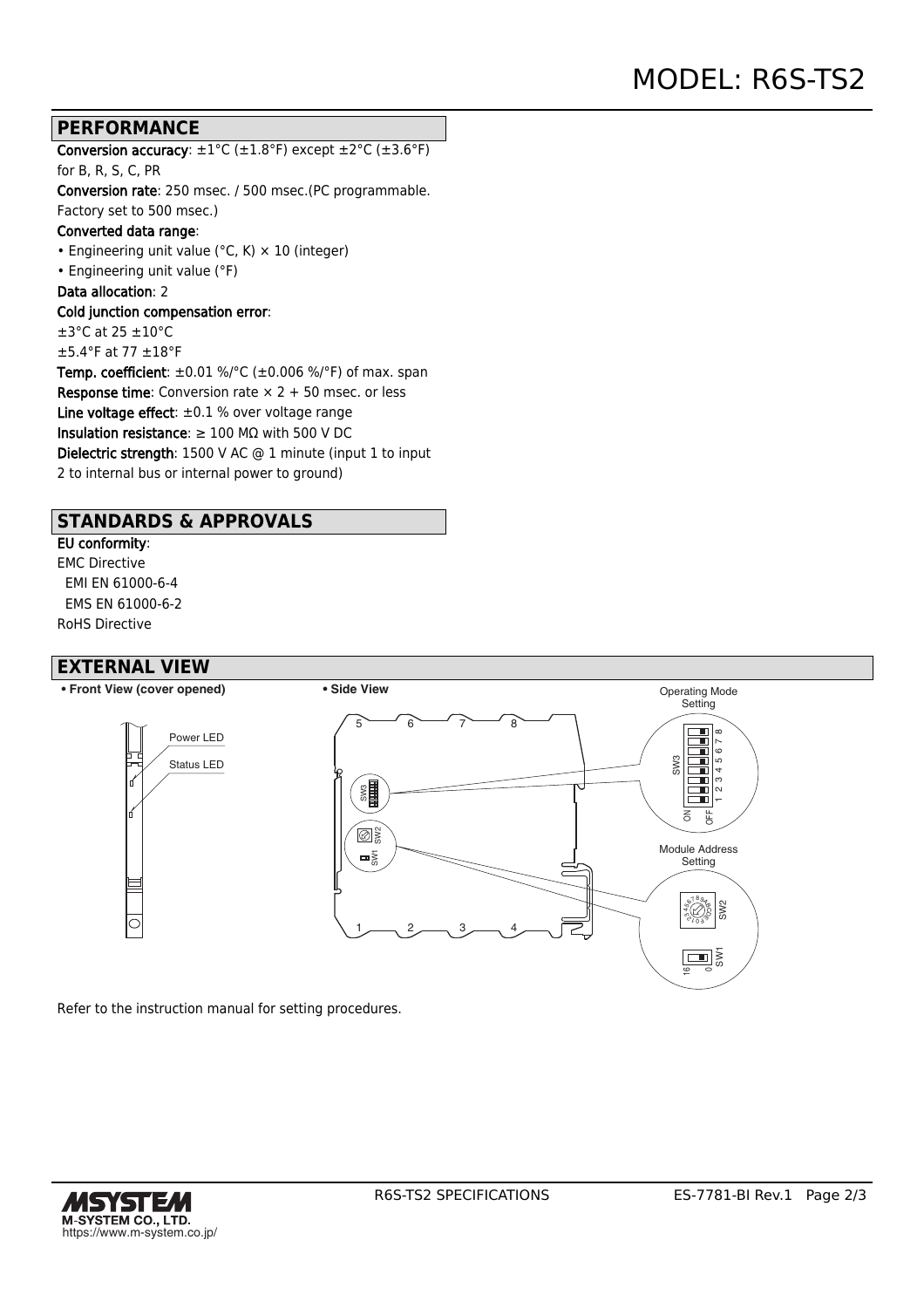# MODEL: R6S-TS2

## PERFORMANCE

**Conversion accuracy**: ±1°C (±1.8°F) except ±2°C (±3.6°F) for B, R, S, C, PR

**Conversion rate**: 250 msec. / 500 msec.(PC programmable. Factory set to 500 msec.)

**Converted data range**:

- Engineering unit value (°C, K) × 10 (integer)
- Engineering unit value (°F)

**Data allocation**: 2

**Cold junction compensation error**:

±3°C at 25 ±10°C

±5.4°F at 77 ±18°F

**Temp. coefficient**: ±0.01 %/°C (±0.006 %/°F) of max. span

**Response time**: Conversion rate × 2 + 50 msec. or less

**Line voltage effect**: ±0.1 % over voltage range

**Insulation resistance**: ≥ 100 MΩ with 500 V DC

**Dielectric strength**: 1500 V AC @ 1 minute (input 1 to input 2 to internal bus or internal power to ground)

## STANDARDS & APPROVALS

**EU conformity**:

EMC Directive

EMI EN 61000-6-4

EMS EN 61000-6-2

RoHS Directive

## EXTERNAL VIEW

**• Front View (cover opened)**

Power LED

Status LED

**• Side View**

Operating Mode Setting

SW3

ON OFF

Module Address Setting

SW2

SW1

16 0

Refer to the instruction manual for setting procedures.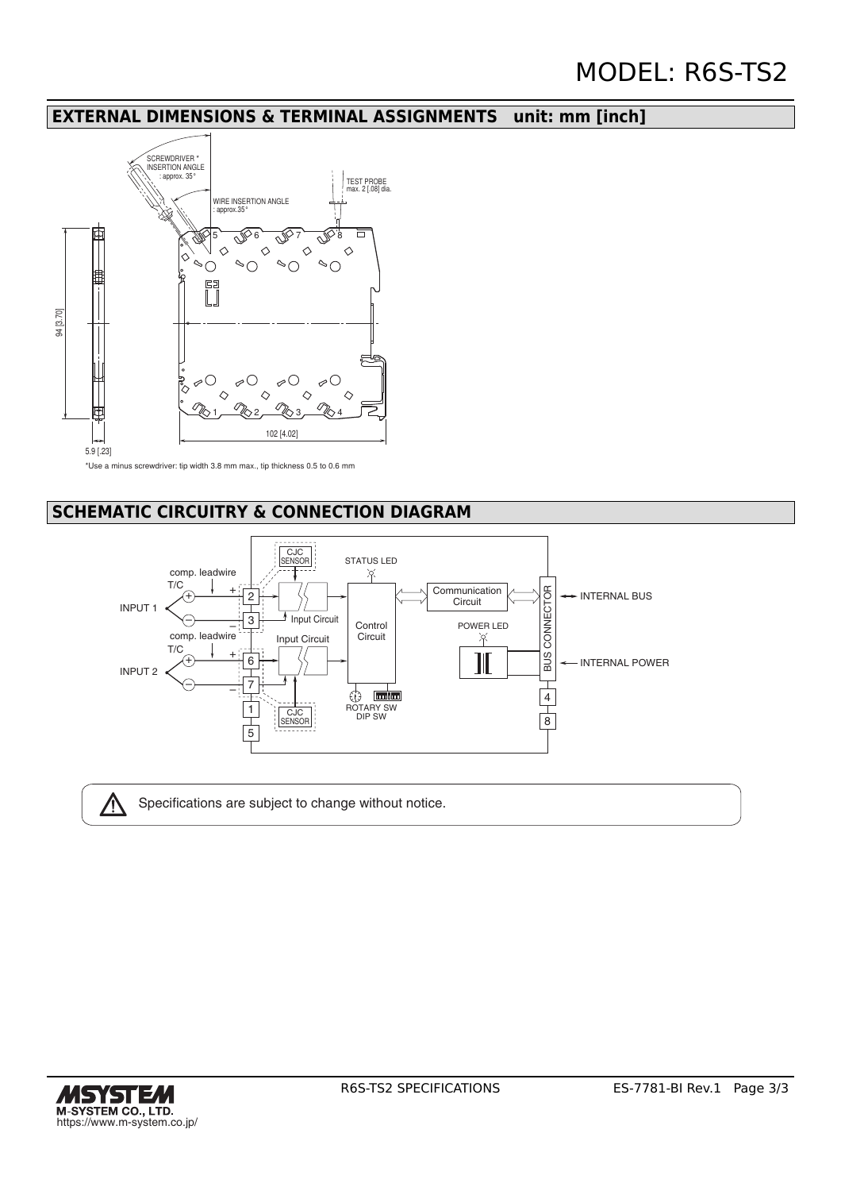# MODEL: R6S-TS2

## EXTERNAL DIMENSIONS & TERMINAL ASSIGNMENTS unit: mm [inch]

SCREWDRIVER *
INSERTION ANGLE
: approx. 35°

WIRE INSERTION ANGLE
: approx.35°

TEST PROBE
max. 2 [.08] dia.

5 6 7 8

1 2 3 4

94 [3.70]

102 [4.02]

5.9 [.23]

*Use a minus screwdriver: tip width 3.8 mm max., tip thickness 0.5 to 0.6 mm

## SCHEMATIC CIRCUITRY & CONNECTION DIAGRAM

INPUT 1

T/C

comp. leadwire

+ 2

– 3

CJC SENSOR

Input Circuit

INPUT 2

T/C

comp. leadwire

+ 6

– 7

1

5

CJC SENSOR

Input Circuit

STATUS LED

Control Circuit

ROTARY SW

DIP SW

Communication Circuit

POWER LED

BUS CONNECTOR

INTERNAL BUS

INTERNAL POWER

4

8

Specifications are subject to change without notice.